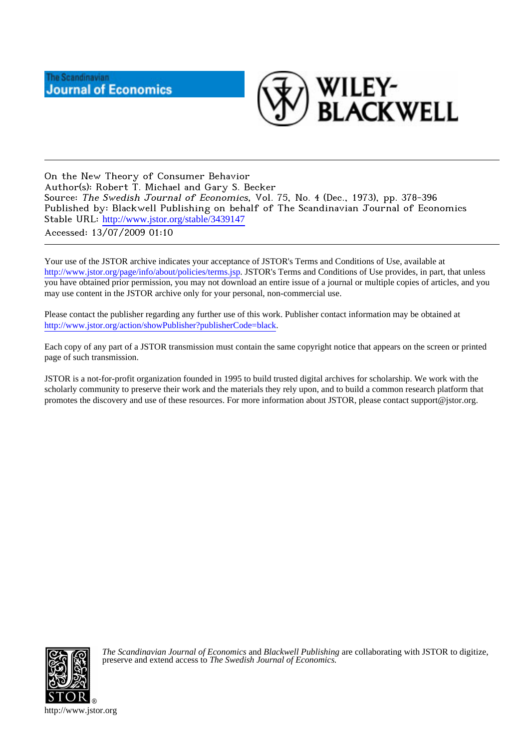The Scandinavian Journal of Economics

WILEY-BLACKWELL

On the New Theory of Consumer Behavior
Author(s): Robert T. Michael and Gary S. Becker
Source: *The Swedish Journal of Economics*, Vol. 75, No. 4 (Dec., 1973), pp. 378-396
Published by: Blackwell Publishing on behalf of The Scandinavian Journal of Economics
Stable URL: http://www.jstor.org/stable/3439147
Accessed: 13/07/2009 01:10

Your use of the JSTOR archive indicates your acceptance of JSTOR's Terms and Conditions of Use, available at http://www.jstor.org/page/info/about/policies/terms.jsp. JSTOR's Terms and Conditions of Use provides, in part, that unless you have obtained prior permission, you may not download an entire issue of a journal or multiple copies of articles, and you may use content in the JSTOR archive only for your personal, non-commercial use.

Please contact the publisher regarding any further use of this work. Publisher contact information may be obtained at http://www.jstor.org/action/showPublisher?publisherCode=black.

Each copy of any part of a JSTOR transmission must contain the same copyright notice that appears on the screen or printed page of such transmission.

JSTOR is a not-for-profit organization founded in 1995 to build trusted digital archives for scholarship. We work with the scholarly community to preserve their work and the materials they rely upon, and to build a common research platform that promotes the discovery and use of these resources. For more information about JSTOR, please contact support@jstor.org.

*The Scandinavian Journal of Economics* and *Blackwell Publishing* are collaborating with JSTOR to digitize, preserve and extend access to *The Swedish Journal of Economics.*

http://www.jstor.org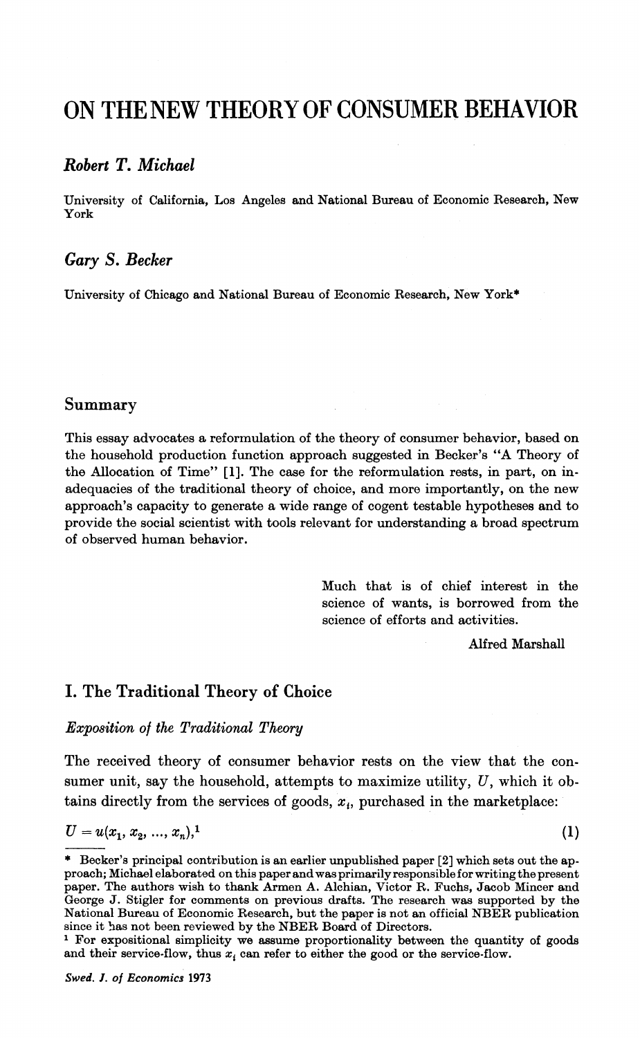# ON THE NEW THEORY OF CONSUMER BEHAVIOR

***Robert T. Michael***

University of California, Los Angeles and National Bureau of Economic Research, New York

***Gary S. Becker***

University of Chicago and National Bureau of Economic Research, New York*

## Summary

This essay advocates a reformulation of the theory of consumer behavior, based on the household production function approach suggested in Becker's "A Theory of the Allocation of Time" [1]. The case for the reformulation rests, in part, on inadequacies of the traditional theory of choice, and more importantly, on the new approach's capacity to generate a wide range of cogent testable hypotheses and to provide the social scientist with tools relevant for understanding a broad spectrum of observed human behavior.

> Much that is of chief interest in the science of wants, is borrowed from the science of efforts and activities.
>
> Alfred Marshall

## I. The Traditional Theory of Choice

### *Exposition of the Traditional Theory*

The received theory of consumer behavior rests on the view that the consumer unit, say the household, attempts to maximize utility, $U$, which it obtains directly from the services of goods, $x_i$, purchased in the marketplace:

$$U = u(x_1, x_2, \ldots, x_n),^1 \tag{1}$$

---

\* Becker's principal contribution is an earlier unpublished paper [2] which sets out the approach; Michael elaborated on this paper and was primarily responsible for writing the present paper. The authors wish to thank Armen A. Alchian, Victor R. Fuchs, Jacob Mincer and George J. Stigler for comments on previous drafts. The research was supported by the National Bureau of Economic Research, but the paper is not an official NBER publication since it has not been reviewed by the NBER Board of Directors.

[1] For expositional simplicity we assume proportionality between the quantity of goods and their service-flow, thus $x_i$ can refer to either the good or the service-flow.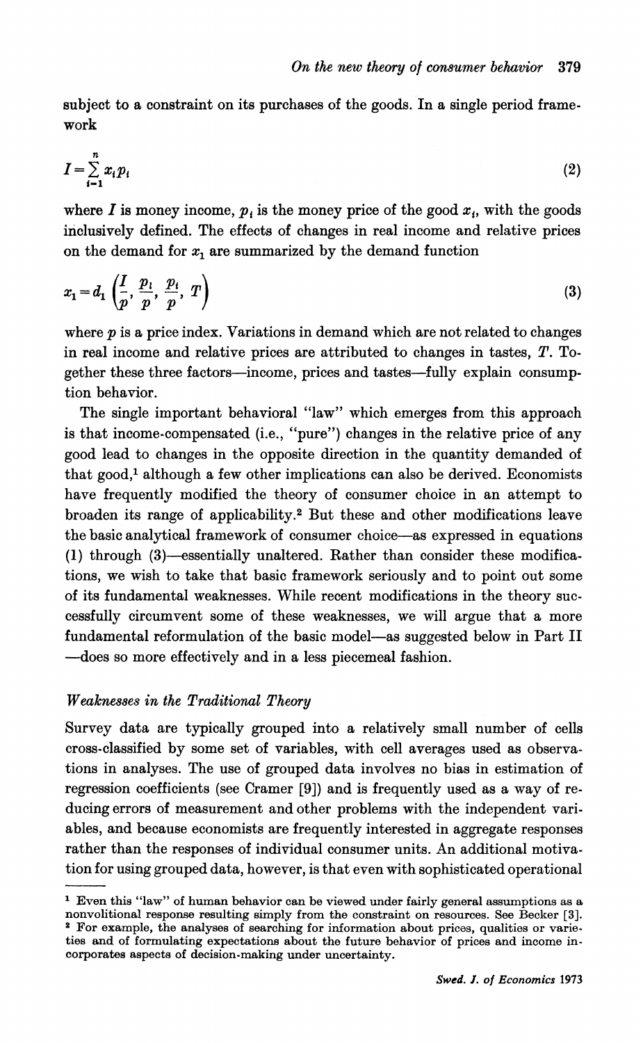subject to a constraint on its purchases of the goods. In a single period framework

$$I = \sum_{i=1}^{n} x_i p_i \tag{2}$$

where $I$ is money income, $p_i$ is the money price of the good $x_i$, with the goods inclusively defined. The effects of changes in real income and relative prices on the demand for $x_1$ are summarized by the demand function

$$x_1 = d_1 \left( \frac{I}{p}, \frac{p_l}{p}, \frac{p_i}{p}, T \right) \tag{3}$$

where $p$ is a price index. Variations in demand which are not related to changes in real income and relative prices are attributed to changes in tastes, $T$. Together these three factors—income, prices and tastes—fully explain consumption behavior.

The single important behavioral "law" which emerges from this approach is that income-compensated (i.e., "pure") changes in the relative price of any good lead to changes in the opposite direction in the quantity demanded of that good,[1] although a few other implications can also be derived. Economists have frequently modified the theory of consumer choice in an attempt to broaden its range of applicability.[2] But these and other modifications leave the basic analytical framework of consumer choice—as expressed in equations (1) through (3)—essentially unaltered. Rather than consider these modifications, we wish to take that basic framework seriously and to point out some of its fundamental weaknesses. While recent modifications in the theory successfully circumvent some of these weaknesses, we will argue that a more fundamental reformulation of the basic model—as suggested below in Part II—does so more effectively and in a less piecemeal fashion.

### *Weaknesses in the Traditional Theory*

Survey data are typically grouped into a relatively small number of cells cross-classified by some set of variables, with cell averages used as observations in analyses. The use of grouped data involves no bias in estimation of regression coefficients (see Cramer [9]) and is frequently used as a way of reducing errors of measurement and other problems with the independent variables, and because economists are frequently interested in aggregate responses rather than the responses of individual consumer units. An additional motivation for using grouped data, however, is that even with sophisticated operational

---

[1] Even this "law" of human behavior can be viewed under fairly general assumptions as a nonvolitional response resulting simply from the constraint on resources. See Becker [3].

[2] For example, the analyses of searching for information about prices, qualities or varieties and of formulating expectations about the future behavior of prices and income incorporates aspects of decision-making under uncertainty.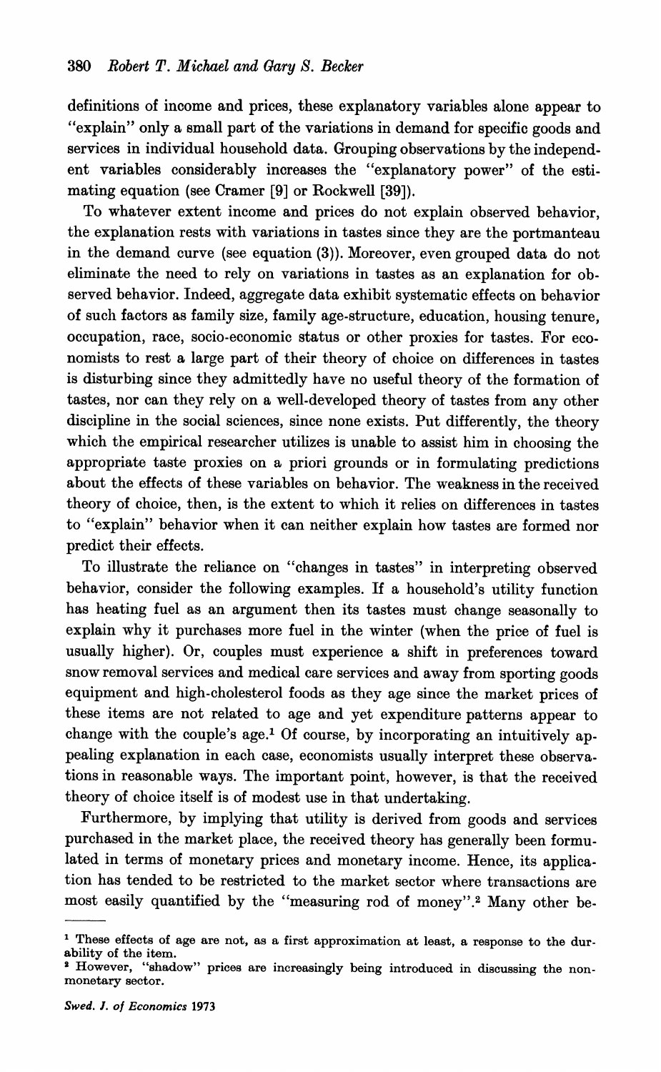definitions of income and prices, these explanatory variables alone appear to "explain" only a small part of the variations in demand for specific goods and services in individual household data. Grouping observations by the independent variables considerably increases the "explanatory power" of the estimating equation (see Cramer [9] or Rockwell [39]).

To whatever extent income and prices do not explain observed behavior, the explanation rests with variations in tastes since they are the portmanteau in the demand curve (see equation (3)). Moreover, even grouped data do not eliminate the need to rely on variations in tastes as an explanation for observed behavior. Indeed, aggregate data exhibit systematic effects on behavior of such factors as family size, family age-structure, education, housing tenure, occupation, race, socio-economic status or other proxies for tastes. For economists to rest a large part of their theory of choice on differences in tastes is disturbing since they admittedly have no useful theory of the formation of tastes, nor can they rely on a well-developed theory of tastes from any other discipline in the social sciences, since none exists. Put differently, the theory which the empirical researcher utilizes is unable to assist him in choosing the appropriate taste proxies on a priori grounds or in formulating predictions about the effects of these variables on behavior. The weakness in the received theory of choice, then, is the extent to which it relies on differences in tastes to "explain" behavior when it can neither explain how tastes are formed nor predict their effects.

To illustrate the reliance on "changes in tastes" in interpreting observed behavior, consider the following examples. If a household's utility function has heating fuel as an argument then its tastes must change seasonally to explain why it purchases more fuel in the winter (when the price of fuel is usually higher). Or, couples must experience a shift in preferences toward snow removal services and medical care services and away from sporting goods equipment and high-cholesterol foods as they age since the market prices of these items are not related to age and yet expenditure patterns appear to change with the couple's age.[1] Of course, by incorporating an intuitively appealing explanation in each case, economists usually interpret these observations in reasonable ways. The important point, however, is that the received theory of choice itself is of modest use in that undertaking.

Furthermore, by implying that utility is derived from goods and services purchased in the market place, the received theory has generally been formulated in terms of monetary prices and monetary income. Hence, its application has tended to be restricted to the market sector where transactions are most easily quantified by the "measuring rod of money".[2] Many other be-

---

[1] These effects of age are not, as a first approximation at least, a response to the durability of the item.

[2] However, "shadow" prices are increasingly being introduced in discussing the non-monetary sector.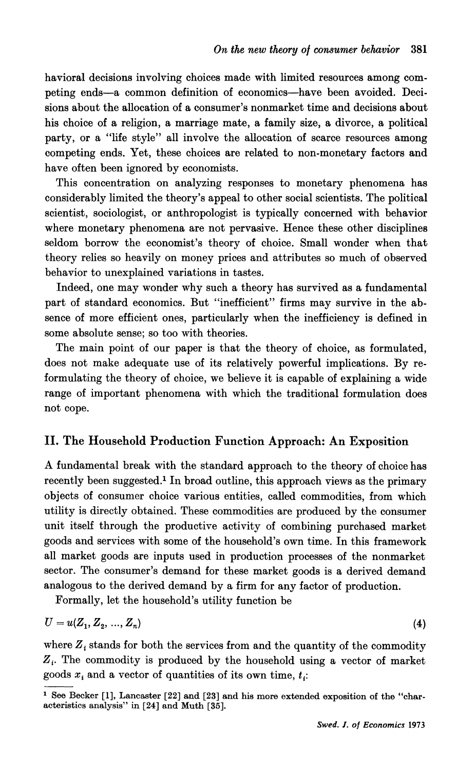havioral decisions involving choices made with limited resources among competing ends—a common definition of economics—have been avoided. Decisions about the allocation of a consumer's nonmarket time and decisions about his choice of a religion, a marriage mate, a family size, a divorce, a political party, or a "life style" all involve the allocation of scarce resources among competing ends. Yet, these choices are related to non-monetary factors and have often been ignored by economists.

This concentration on analyzing responses to monetary phenomena has considerably limited the theory's appeal to other social scientists. The political scientist, sociologist, or anthropologist is typically concerned with behavior where monetary phenomena are not pervasive. Hence these other disciplines seldom borrow the economist's theory of choice. Small wonder when that theory relies so heavily on money prices and attributes so much of observed behavior to unexplained variations in tastes.

Indeed, one may wonder why such a theory has survived as a fundamental part of standard economics. But "inefficient" firms may survive in the absence of more efficient ones, particularly when the inefficiency is defined in some absolute sense; so too with theories.

The main point of our paper is that the theory of choice, as formulated, does not make adequate use of its relatively powerful implications. By reformulating the theory of choice, we believe it is capable of explaining a wide range of important phenomena with which the traditional formulation does not cope.

## II. The Household Production Function Approach: An Exposition

A fundamental break with the standard approach to the theory of choice has recently been suggested.[1] In broad outline, this approach views as the primary objects of consumer choice various entities, called commodities, from which utility is directly obtained. These commodities are produced by the consumer unit itself through the productive activity of combining purchased market goods and services with some of the household's own time. In this framework all market goods are inputs used in production processes of the nonmarket sector. The consumer's demand for these market goods is a derived demand analogous to the derived demand by a firm for any factor of production.

Formally, let the household's utility function be

$$U = u(Z_1, Z_2, \ldots, Z_n) \tag{4}$$

where $Z_i$ stands for both the services from and the quantity of the commodity $Z_i$. The commodity is produced by the household using a vector of market goods $x_i$ and a vector of quantities of its own time, $t_i$:

---

[1] See Becker [1], Lancaster [22] and [23] and his more extended exposition of the "characteristics analysis" in [24] and Muth [35].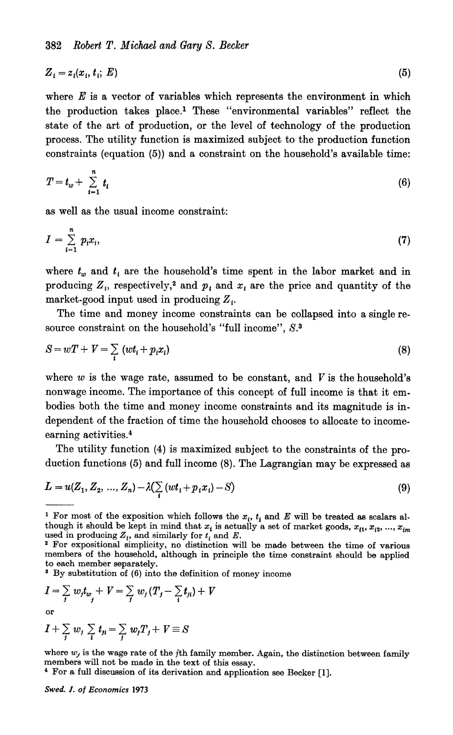$$Z_i = z_i(x_i, t_i; E) \tag{5}$$

where $E$ is a vector of variables which represents the environment in which the production takes place.[1] These "environmental variables" reflect the state of the art of production, or the level of technology of the production process. The utility function is maximized subject to the production function constraints (equation (5)) and a constraint on the household's available time:

$$T = t_w + \sum_{i=1}^{n} t_i \tag{6}$$

as well as the usual income constraint:

$$I = \sum_{i=1}^{n} p_i x_i, \tag{7}$$

where $t_w$ and $t_i$ are the household's time spent in the labor market and in producing $Z_i$, respectively,[2] and $p_i$ and $x_i$ are the price and quantity of the market-good input used in producing $Z_i$.

The time and money income constraints can be collapsed into a single resource constraint on the household's "full income", $S$.[3]

$$S = wT + V = \sum_i (wt_i + p_i x_i) \tag{8}$$

where $w$ is the wage rate, assumed to be constant, and $V$ is the household's nonwage income. The importance of this concept of full income is that it embodies both the time and money income constraints and its magnitude is independent of the fraction of time the household chooses to allocate to income-earning activities.[4]

The utility function (4) is maximized subject to the constraints of the production functions (5) and full income (8). The Lagrangian may be expressed as

$$L = u(Z_1, Z_2, ..., Z_n) - \lambda\left(\sum_i (wt_i + p_i x_i) - S\right) \tag{9}$$

---

[1] For most of the exposition which follows the $x_i$, $t_i$ and $E$ will be treated as scalars although it should be kept in mind that $x_i$ is actually a set of market goods, $x_{i1}, x_{i2}, ..., x_{im}$ used in producing $Z_i$, and similarly for $t_i$ and $E$.

[2] For expositional simplicity, no distinction will be made between the time of various members of the household, although in principle the time constraint should be applied to each member separately.

[3] By substitution of (6) into the definition of money income

$$I = \sum_j w_j t_{w_j} + V = \sum_j w_j \left(T_j - \sum_i t_{ji}\right) + V$$

or

$$I + \sum_j w_j \sum_i t_{ji} = \sum_j w_j T_j + V \equiv S$$

where $w_j$ is the wage rate of the $j$th family member. Again, the distinction between family members will not be made in the text of this essay.

[4] For a full discussion of its derivation and application see Becker [1].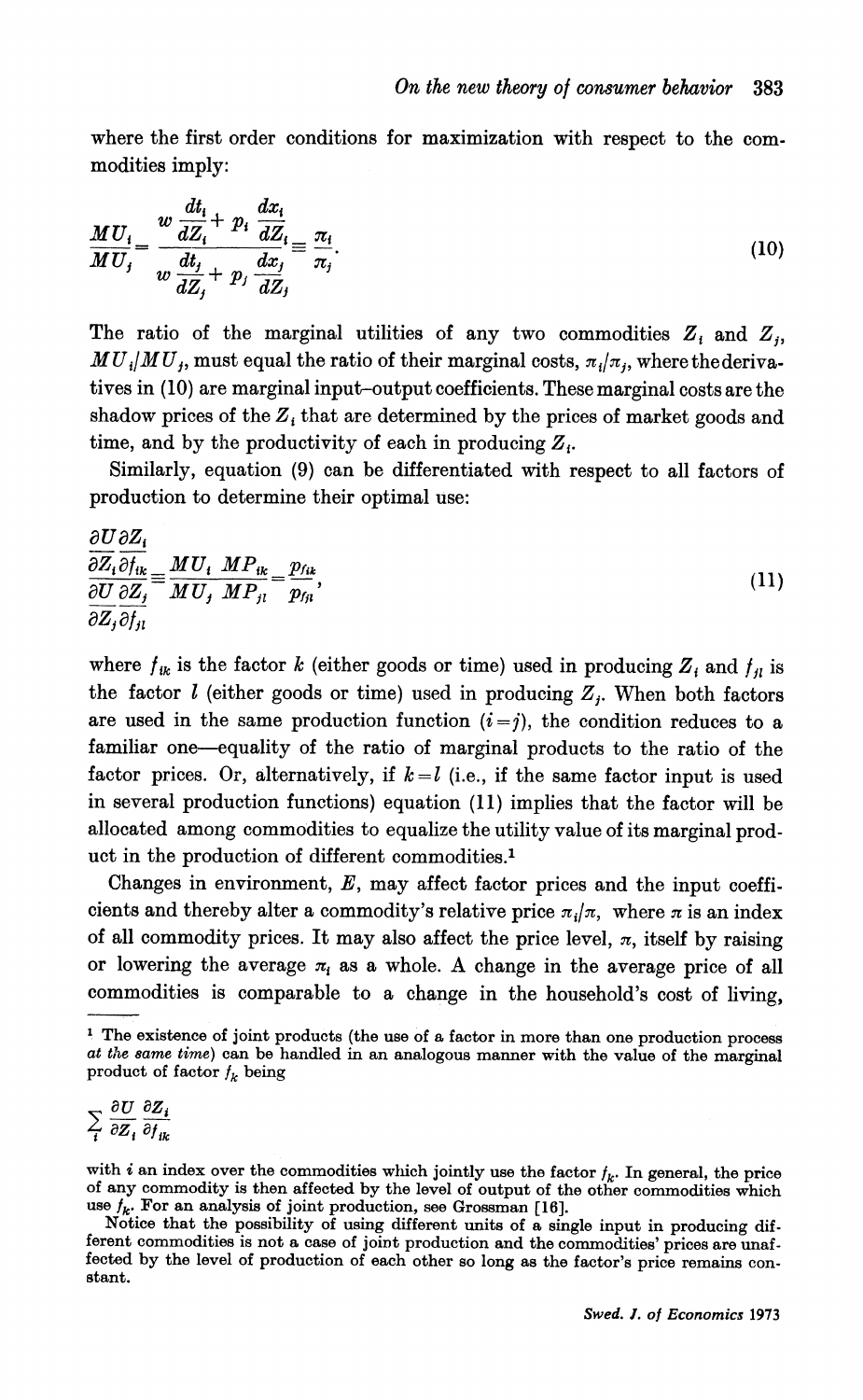where the first order conditions for maximization with respect to the commodities imply:

$$\frac{MU_i}{MU_j} = \frac{w\dfrac{dt_i}{dZ_i} + p_i\dfrac{dx_i}{dZ_i}}{w\dfrac{dt_j}{dZ_j} + p_j\dfrac{dx_j}{dZ_j}} \equiv \frac{\pi_i}{\pi_j}. \tag{10}$$

The ratio of the marginal utilities of any two commodities $Z_i$ and $Z_j$, $MU_i/MU_j$, must equal the ratio of their marginal costs, $\pi_i/\pi_j$, where the derivatives in (10) are marginal input–output coefficients. These marginal costs are the shadow prices of the $Z_i$ that are determined by the prices of market goods and time, and by the productivity of each in producing $Z_i$.

Similarly, equation (9) can be differentiated with respect to all factors of production to determine their optimal use:

$$\frac{\dfrac{\partial U}{\partial Z_i}\dfrac{\partial Z_i}{\partial f_{ik}}}{\dfrac{\partial U}{\partial Z_j}\dfrac{\partial Z_j}{\partial f_{jl}}} \equiv \frac{MU_i \; MP_{ik}}{MU_j \; MP_{jl}} = \frac{p_{fik}}{p_{fjl}}, \tag{11}$$

where $f_{ik}$ is the factor $k$ (either goods or time) used in producing $Z_i$ and $f_{jl}$ is the factor $l$ (either goods or time) used in producing $Z_j$. When both factors are used in the same production function ($i = j$), the condition reduces to a familiar one—equality of the ratio of marginal products to the ratio of the factor prices. Or, alternatively, if $k = l$ (i.e., if the same factor input is used in several production functions) equation (11) implies that the factor will be allocated among commodities to equalize the utility value of its marginal product in the production of different commodities.[1]

Changes in environment, $E$, may affect factor prices and the input coefficients and thereby alter a commodity's relative price $\pi_i/\pi$, where $\pi$ is an index of all commodity prices. It may also affect the price level, $\pi$, itself by raising or lowering the average $\pi_i$ as a whole. A change in the average price of all commodities is comparable to a change in the household's cost of living,

---

[1] The existence of joint products (the use of a factor in more than one production process *at the same time*) can be handled in an analogous manner with the value of the marginal product of factor $f_k$ being

$$\sum_i \frac{\partial U}{\partial Z_i}\frac{\partial Z_i}{\partial f_{ik}}$$

with $i$ an index over the commodities which jointly use the factor $f_k$. In general, the price of any commodity is then affected by the level of output of the other commodities which use $f_k$. For an analysis of joint production, see Grossman [16].

Notice that the possibility of using different units of a single input in producing different commodities is not a case of joint production and the commodities' prices are unaffected by the level of production of each other so long as the factor's price remains constant.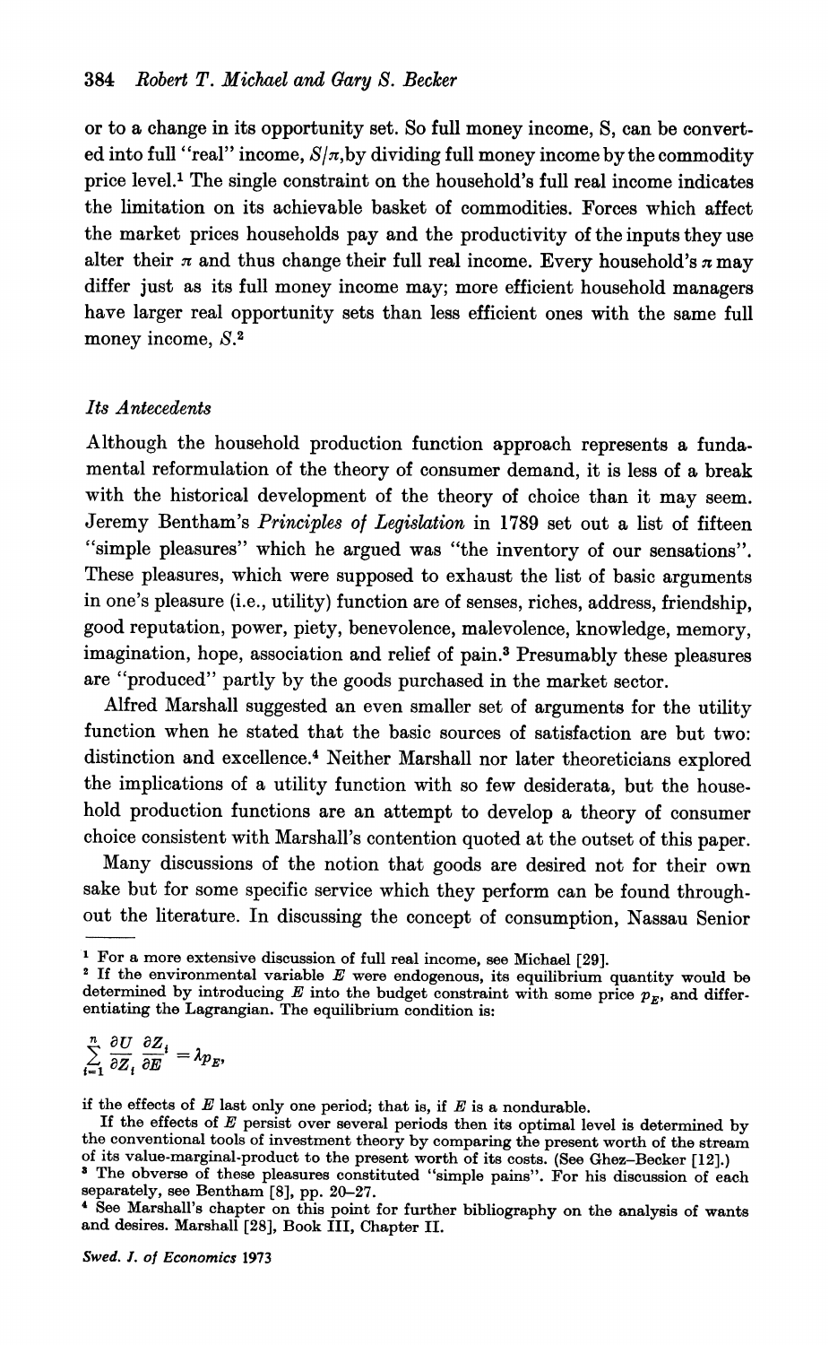or to a change in its opportunity set. So full money income, S, can be converted into full "real" income, $S/\pi$, by dividing full money income by the commodity price level.[1] The single constraint on the household's full real income indicates the limitation on its achievable basket of commodities. Forces which affect the market prices households pay and the productivity of the inputs they use alter their $\pi$ and thus change their full real income. Every household's $\pi$ may differ just as its full money income may; more efficient household managers have larger real opportunity sets than less efficient ones with the same full money income, $S$.[2]

### *Its Antecedents*

Although the household production function approach represents a fundamental reformulation of the theory of consumer demand, it is less of a break with the historical development of the theory of choice than it may seem. Jeremy Bentham's *Principles of Legislation* in 1789 set out a list of fifteen "simple pleasures" which he argued was "the inventory of our sensations". These pleasures, which were supposed to exhaust the list of basic arguments in one's pleasure (i.e., utility) function are of senses, riches, address, friendship, good reputation, power, piety, benevolence, malevolence, knowledge, memory, imagination, hope, association and relief of pain.[3] Presumably these pleasures are "produced" partly by the goods purchased in the market sector.

Alfred Marshall suggested an even smaller set of arguments for the utility function when he stated that the basic sources of satisfaction are but two: distinction and excellence.[4] Neither Marshall nor later theoreticians explored the implications of a utility function with so few desiderata, but the household production functions are an attempt to develop a theory of consumer choice consistent with Marshall's contention quoted at the outset of this paper.

Many discussions of the notion that goods are desired not for their own sake but for some specific service which they perform can be found throughout the literature. In discussing the concept of consumption, Nassau Senior

---

[1] For a more extensive discussion of full real income, see Michael [29].

[2] If the environmental variable $E$ were endogenous, its equilibrium quantity would be determined by introducing $E$ into the budget constraint with some price $p_E$, and differentiating the Lagrangian. The equilibrium condition is:

$$\sum_{i=1}^{n} \frac{\partial U}{\partial Z_i} \frac{\partial Z_i}{\partial E} = \lambda p_E,$$

if the effects of $E$ last only one period; that is, if $E$ is a nondurable.

If the effects of $E$ persist over several periods then its optimal level is determined by the conventional tools of investment theory by comparing the present worth of the stream of its value-marginal-product to the present worth of its costs. (See Ghez–Becker [12].)

[3] The obverse of these pleasures constituted "simple pains". For his discussion of each separately, see Bentham [8], pp. 20–27.

[4] See Marshall's chapter on this point for further bibliography on the analysis of wants and desires. Marshall [28], Book III, Chapter II.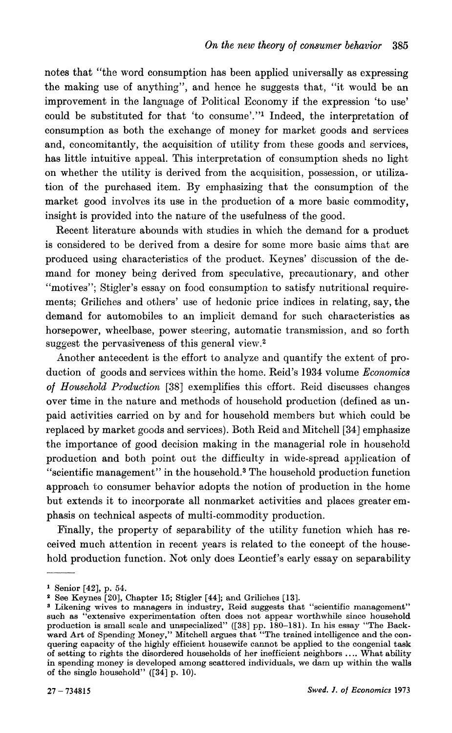notes that "the word consumption has been applied universally as expressing the making use of anything", and hence he suggests that, "it would be an improvement in the language of Political Economy if the expression 'to use' could be substituted for that 'to consume'."[1] Indeed, the interpretation of consumption as both the exchange of money for market goods and services and, concomitantly, the acquisition of utility from these goods and services, has little intuitive appeal. This interpretation of consumption sheds no light on whether the utility is derived from the acquisition, possession, or utilization of the purchased item. By emphasizing that the consumption of the market good involves its use in the production of a more basic commodity, insight is provided into the nature of the usefulness of the good.

Recent literature abounds with studies in which the demand for a product is considered to be derived from a desire for some more basic aims that are produced using characteristics of the product. Keynes' discussion of the demand for money being derived from speculative, precautionary, and other "motives"; Stigler's essay on food consumption to satisfy nutritional requirements; Griliches and others' use of hedonic price indices in relating, say, the demand for automobiles to an implicit demand for such characteristics as horsepower, wheelbase, power steering, automatic transmission, and so forth suggest the pervasiveness of this general view.[2]

Another antecedent is the effort to analyze and quantify the extent of production of goods and services within the home. Reid's 1934 volume *Economics of Household Production* [38] exemplifies this effort. Reid discusses changes over time in the nature and methods of household production (defined as unpaid activities carried on by and for household members but which could be replaced by market goods and services). Both Reid and Mitchell [34] emphasize the importance of good decision making in the managerial role in household production and both point out the difficulty in wide-spread application of "scientific management" in the household.[3] The household production function approach to consumer behavior adopts the notion of production in the home but extends it to incorporate all nonmarket activities and places greater emphasis on technical aspects of multi-commodity production.

Finally, the property of separability of the utility function which has received much attention in recent years is related to the concept of the household production function. Not only does Leontief's early essay on separability

---

[1] Senior [42], p. 54.

[2] See Keynes [20], Chapter 15; Stigler [44]; and Griliches [13].

[3] Likening wives to managers in industry, Reid suggests that "scientific management" such as "extensive experimentation often does not appear worthwhile since household production is small scale and unspecialized" ([38] pp. 180–181). In his essay "The Backward Art of Spending Money," Mitchell argues that "The trained intelligence and the conquering capacity of the highly efficient housewife cannot be applied to the congenial task of setting to rights the disordered households of her inefficient neighbors .... What ability in spending money is developed among scattered individuals, we dam up within the walls of the single household" ([34] p. 10).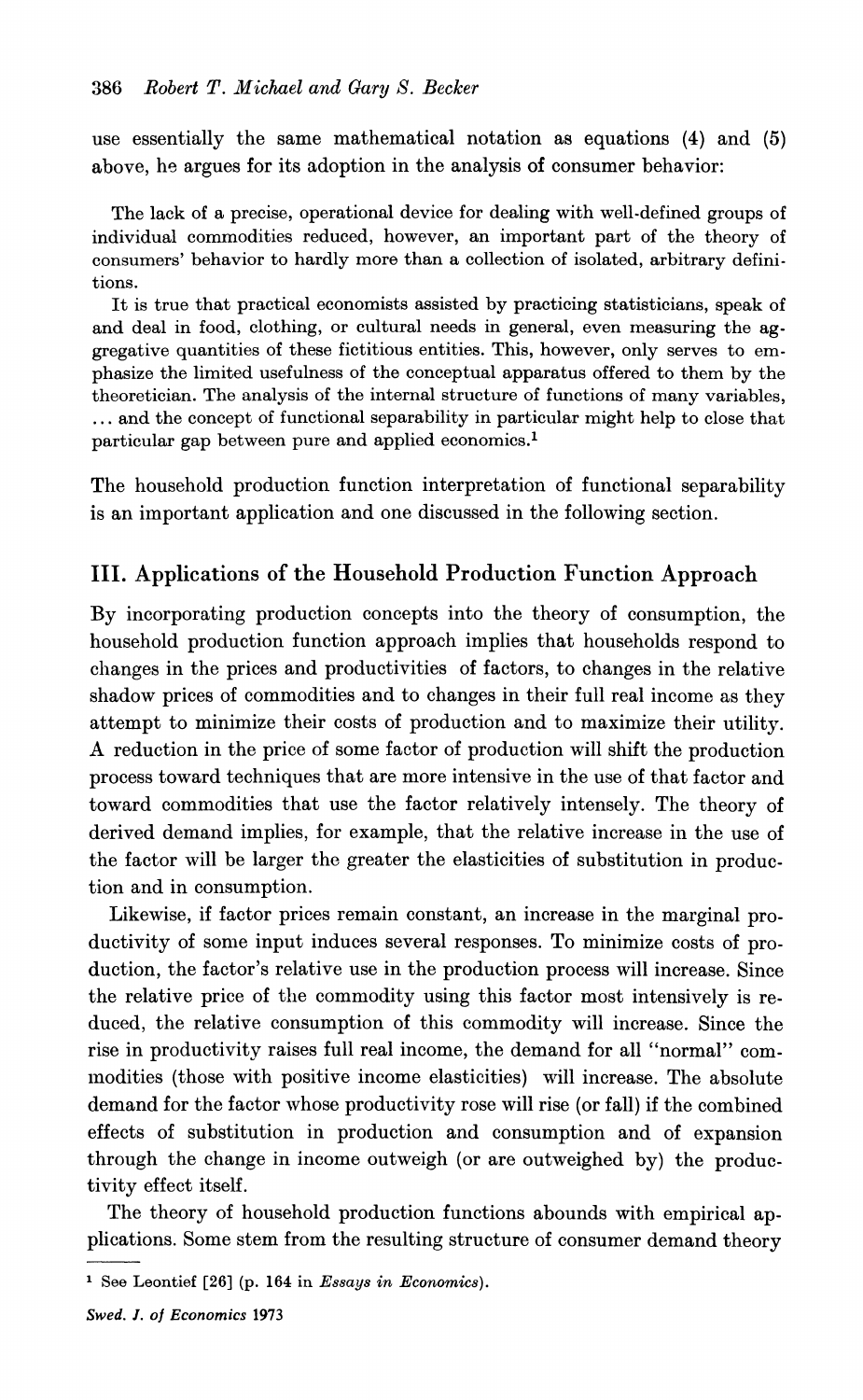use essentially the same mathematical notation as equations (4) and (5) above, he argues for its adoption in the analysis of consumer behavior:

> The lack of a precise, operational device for dealing with well-defined groups of individual commodities reduced, however, an important part of the theory of consumers' behavior to hardly more than a collection of isolated, arbitrary definitions.
>
> It is true that practical economists assisted by practicing statisticians, speak of and deal in food, clothing, or cultural needs in general, even measuring the aggregative quantities of these fictitious entities. This, however, only serves to emphasize the limited usefulness of the conceptual apparatus offered to them by the theoretician. The analysis of the internal structure of functions of many variables, ... and the concept of functional separability in particular might help to close that particular gap between pure and applied economics.[1]

The household production function interpretation of functional separability is an important application and one discussed in the following section.

## III. Applications of the Household Production Function Approach

By incorporating production concepts into the theory of consumption, the household production function approach implies that households respond to changes in the prices and productivities of factors, to changes in the relative shadow prices of commodities and to changes in their full real income as they attempt to minimize their costs of production and to maximize their utility. A reduction in the price of some factor of production will shift the production process toward techniques that are more intensive in the use of that factor and toward commodities that use the factor relatively intensely. The theory of derived demand implies, for example, that the relative increase in the use of the factor will be larger the greater the elasticities of substitution in production and in consumption.

Likewise, if factor prices remain constant, an increase in the marginal productivity of some input induces several responses. To minimize costs of production, the factor's relative use in the production process will increase. Since the relative price of the commodity using this factor most intensively is reduced, the relative consumption of this commodity will increase. Since the rise in productivity raises full real income, the demand for all "normal" commodities (those with positive income elasticities) will increase. The absolute demand for the factor whose productivity rose will rise (or fall) if the combined effects of substitution in production and consumption and of expansion through the change in income outweigh (or are outweighed by) the productivity effect itself.

The theory of household production functions abounds with empirical applications. Some stem from the resulting structure of consumer demand theory

---

[1] See Leontief [26] (p. 164 in *Essays in Economics*).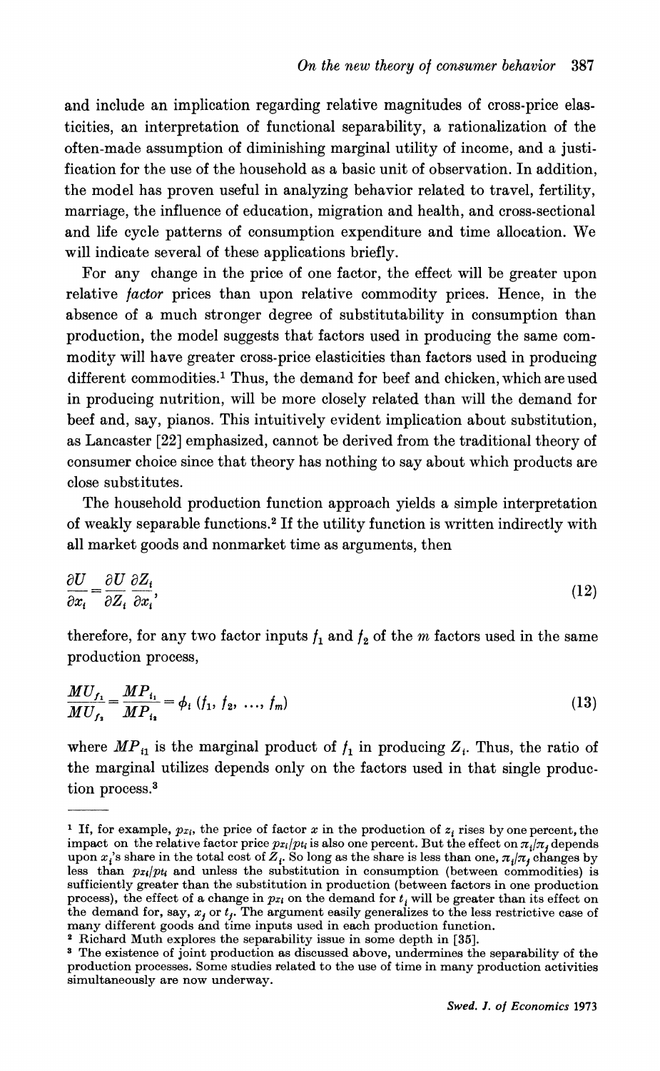and include an implication regarding relative magnitudes of cross-price elasticities, an interpretation of functional separability, a rationalization of the often-made assumption of diminishing marginal utility of income, and a justification for the use of the household as a basic unit of observation. In addition, the model has proven useful in analyzing behavior related to travel, fertility, marriage, the influence of education, migration and health, and cross-sectional and life cycle patterns of consumption expenditure and time allocation. We will indicate several of these applications briefly.

For any change in the price of one factor, the effect will be greater upon relative *factor* prices than upon relative commodity prices. Hence, in the absence of a much stronger degree of substitutability in consumption than production, the model suggests that factors used in producing the same commodity will have greater cross-price elasticities than factors used in producing different commodities.[1] Thus, the demand for beef and chicken, which are used in producing nutrition, will be more closely related than will the demand for beef and, say, pianos. This intuitively evident implication about substitution, as Lancaster [22] emphasized, cannot be derived from the traditional theory of consumer choice since that theory has nothing to say about which products are close substitutes.

The household production function approach yields a simple interpretation of weakly separable functions.[2] If the utility function is written indirectly with all market goods and nonmarket time as arguments, then

$$\frac{\partial U}{\partial x_i} = \frac{\partial U}{\partial Z_i} \frac{\partial Z_i}{\partial x_i}, \tag{12}$$

therefore, for any two factor inputs $f_1$ and $f_2$ of the $m$ factors used in the same production process,

$$\frac{MU_{f_1}}{MU_{f_2}} = \frac{MP_{i_1}}{MP_{i_2}} = \phi_i(f_1, f_2, \ldots, f_m) \tag{13}$$

where $MP_{i1}$ is the marginal product of $f_1$ in producing $Z_i$. Thus, the ratio of the marginal utilizes depends only on the factors used in that single production process.[3]

---

[1] If, for example, $p_{xi}$, the price of factor $x$ in the production of $z_i$ rises by one percent, the impact on the relative factor price $p_{xi}/p_{ti}$ is also one percent. But the effect on $\pi_i/\pi_j$ depends upon $x_i$'s share in the total cost of $Z_i$. So long as the share is less than one, $\pi_i/\pi_j$ changes by less than $p_{xi}/p_{ti}$ and unless the substitution in consumption (between commodities) is sufficiently greater than the substitution in production (between factors in one production process), the effect of a change in $p_{xi}$ on the demand for $t_i$ will be greater than its effect on the demand for, say, $x_j$ or $t_j$. The argument easily generalizes to the less restrictive case of many different goods and time inputs used in each production function.

[2] Richard Muth explores the separability issue in some depth in [35].

[3] The existence of joint production as discussed above, undermines the separability of the production processes. Some studies related to the use of time in many production activities simultaneously are now underway.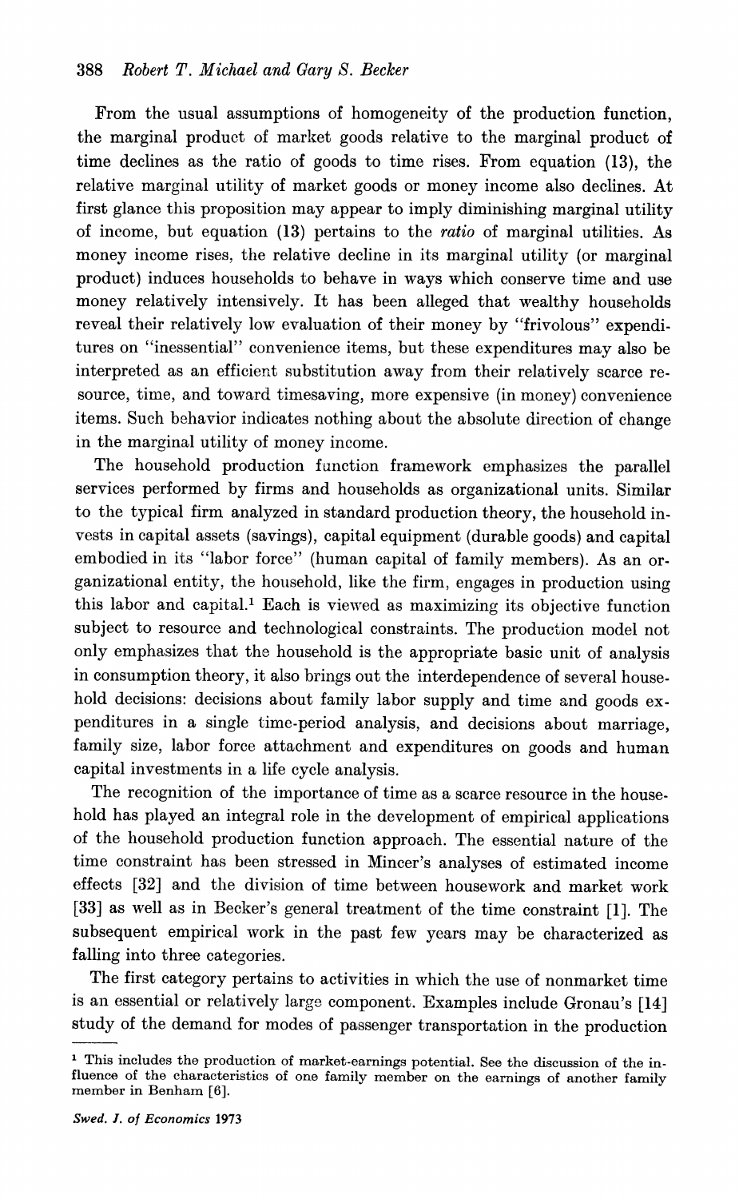From the usual assumptions of homogeneity of the production function, the marginal product of market goods relative to the marginal product of time declines as the ratio of goods to time rises. From equation (13), the relative marginal utility of market goods or money income also declines. At first glance this proposition may appear to imply diminishing marginal utility of income, but equation (13) pertains to the *ratio* of marginal utilities. As money income rises, the relative decline in its marginal utility (or marginal product) induces households to behave in ways which conserve time and use money relatively intensively. It has been alleged that wealthy households reveal their relatively low evaluation of their money by "frivolous" expenditures on "inessential" convenience items, but these expenditures may also be interpreted as an efficient substitution away from their relatively scarce resource, time, and toward timesaving, more expensive (in money) convenience items. Such behavior indicates nothing about the absolute direction of change in the marginal utility of money income.

The household production function framework emphasizes the parallel services performed by firms and households as organizational units. Similar to the typical firm analyzed in standard production theory, the household invests in capital assets (savings), capital equipment (durable goods) and capital embodied in its "labor force" (human capital of family members). As an organizational entity, the household, like the firm, engages in production using this labor and capital.[1] Each is viewed as maximizing its objective function subject to resource and technological constraints. The production model not only emphasizes that the household is the appropriate basic unit of analysis in consumption theory, it also brings out the interdependence of several household decisions: decisions about family labor supply and time and goods expenditures in a single time-period analysis, and decisions about marriage, family size, labor force attachment and expenditures on goods and human capital investments in a life cycle analysis.

The recognition of the importance of time as a scarce resource in the household has played an integral role in the development of empirical applications of the household production function approach. The essential nature of the time constraint has been stressed in Mincer's analyses of estimated income effects [32] and the division of time between housework and market work [33] as well as in Becker's general treatment of the time constraint [1]. The subsequent empirical work in the past few years may be characterized as falling into three categories.

The first category pertains to activities in which the use of nonmarket time is an essential or relatively large component. Examples include Gronau's [14] study of the demand for modes of passenger transportation in the production

---

[1] This includes the production of market-earnings potential. See the discussion of the influence of the characteristics of one family member on the earnings of another family member in Benham [6].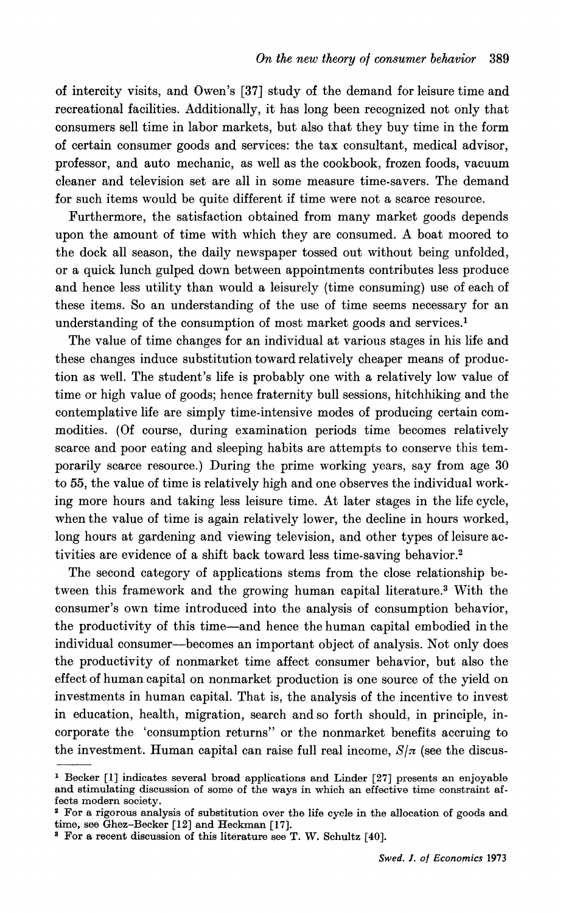of intercity visits, and Owen's [37] study of the demand for leisure time and recreational facilities. Additionally, it has long been recognized not only that consumers sell time in labor markets, but also that they buy time in the form of certain consumer goods and services: the tax consultant, medical advisor, professor, and auto mechanic, as well as the cookbook, frozen foods, vacuum cleaner and television set are all in some measure time-savers. The demand for such items would be quite different if time were not a scarce resource.

Furthermore, the satisfaction obtained from many market goods depends upon the amount of time with which they are consumed. A boat moored to the dock all season, the daily newspaper tossed out without being unfolded, or a quick lunch gulped down between appointments contributes less produce and hence less utility than would a leisurely (time consuming) use of each of these items. So an understanding of the use of time seems necessary for an understanding of the consumption of most market goods and services.[1]

The value of time changes for an individual at various stages in his life and these changes induce substitution toward relatively cheaper means of production as well. The student's life is probably one with a relatively low value of time or high value of goods; hence fraternity bull sessions, hitchhiking and the contemplative life are simply time-intensive modes of producing certain commodities. (Of course, during examination periods time becomes relatively scarce and poor eating and sleeping habits are attempts to conserve this temporarily scarce resource.) During the prime working years, say from age 30 to 55, the value of time is relatively high and one observes the individual working more hours and taking less leisure time. At later stages in the life cycle, when the value of time is again relatively lower, the decline in hours worked, long hours at gardening and viewing television, and other types of leisure activities are evidence of a shift back toward less time-saving behavior.[2]

The second category of applications stems from the close relationship between this framework and the growing human capital literature.[3] With the consumer's own time introduced into the analysis of consumption behavior, the productivity of this time—and hence the human capital embodied in the individual consumer—becomes an important object of analysis. Not only does the productivity of nonmarket time affect consumer behavior, but also the effect of human capital on nonmarket production is one source of the yield on investments in human capital. That is, the analysis of the incentive to invest in education, health, migration, search and so forth should, in principle, incorporate the 'consumption returns" or the nonmarket benefits accruing to the investment. Human capital can raise full real income, $S/\pi$ (see the discus-

---

[1] Becker [1] indicates several broad applications and Linder [27] presents an enjoyable and stimulating discussion of some of the ways in which an effective time constraint affects modern society.

[2] For a rigorous analysis of substitution over the life cycle in the allocation of goods and time, see Ghez–Becker [12] and Heckman [17].

[3] For a recent discussion of this literature see T. W. Schultz [40].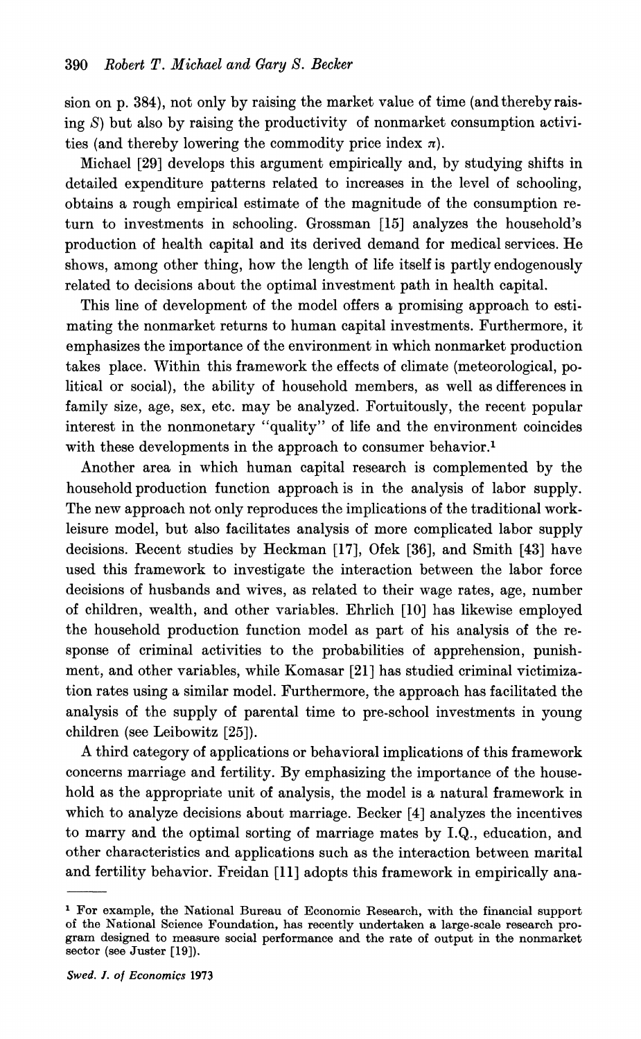sion on p. 384), not only by raising the market value of time (and thereby raising $S$) but also by raising the productivity of nonmarket consumption activities (and thereby lowering the commodity price index $\pi$).

Michael [29] develops this argument empirically and, by studying shifts in detailed expenditure patterns related to increases in the level of schooling, obtains a rough empirical estimate of the magnitude of the consumption return to investments in schooling. Grossman [15] analyzes the household's production of health capital and its derived demand for medical services. He shows, among other thing, how the length of life itself is partly endogenously related to decisions about the optimal investment path in health capital.

This line of development of the model offers a promising approach to estimating the nonmarket returns to human capital investments. Furthermore, it emphasizes the importance of the environment in which nonmarket production takes place. Within this framework the effects of climate (meteorological, political or social), the ability of household members, as well as differences in family size, age, sex, etc. may be analyzed. Fortuitously, the recent popular interest in the nonmonetary "quality" of life and the environment coincides with these developments in the approach to consumer behavior.[1]

Another area in which human capital research is complemented by the household production function approach is in the analysis of labor supply. The new approach not only reproduces the implications of the traditional work-leisure model, but also facilitates analysis of more complicated labor supply decisions. Recent studies by Heckman [17], Ofek [36], and Smith [43] have used this framework to investigate the interaction between the labor force decisions of husbands and wives, as related to their wage rates, age, number of children, wealth, and other variables. Ehrlich [10] has likewise employed the household production function model as part of his analysis of the response of criminal activities to the probabilities of apprehension, punishment, and other variables, while Komasar [21] has studied criminal victimization rates using a similar model. Furthermore, the approach has facilitated the analysis of the supply of parental time to pre-school investments in young children (see Leibowitz [25]).

A third category of applications or behavioral implications of this framework concerns marriage and fertility. By emphasizing the importance of the household as the appropriate unit of analysis, the model is a natural framework in which to analyze decisions about marriage. Becker [4] analyzes the incentives to marry and the optimal sorting of marriage mates by I.Q., education, and other characteristics and applications such as the interaction between marital and fertility behavior. Freidan [11] adopts this framework in empirically ana-

[1] For example, the National Bureau of Economic Research, with the financial support of the National Science Foundation, has recently undertaken a large-scale research program designed to measure social performance and the rate of output in the nonmarket sector (see Juster [19]).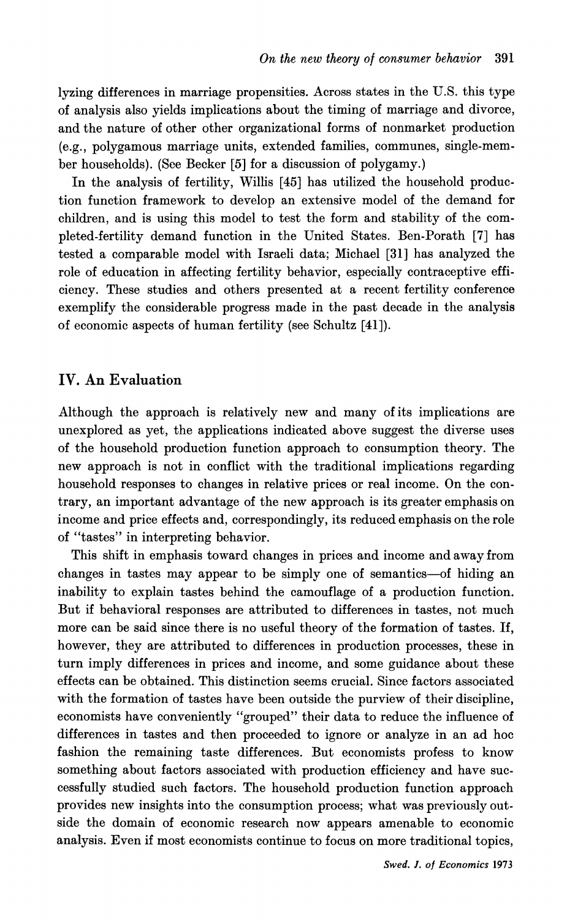lyzing differences in marriage propensities. Across states in the U.S. this type of analysis also yields implications about the timing of marriage and divorce, and the nature of other other organizational forms of nonmarket production (e.g., polygamous marriage units, extended families, communes, single-member households). (See Becker [5] for a discussion of polygamy.)

In the analysis of fertility, Willis [45] has utilized the household production function framework to develop an extensive model of the demand for children, and is using this model to test the form and stability of the completed-fertility demand function in the United States. Ben-Porath [7] has tested a comparable model with Israeli data; Michael [31] has analyzed the role of education in affecting fertility behavior, especially contraceptive efficiency. These studies and others presented at a recent fertility conference exemplify the considerable progress made in the past decade in the analysis of economic aspects of human fertility (see Schultz [41]).

## IV. An Evaluation

Although the approach is relatively new and many of its implications are unexplored as yet, the applications indicated above suggest the diverse uses of the household production function approach to consumption theory. The new approach is not in conflict with the traditional implications regarding household responses to changes in relative prices or real income. On the contrary, an important advantage of the new approach is its greater emphasis on income and price effects and, correspondingly, its reduced emphasis on the role of "tastes" in interpreting behavior.

This shift in emphasis toward changes in prices and income and away from changes in tastes may appear to be simply one of semantics—of hiding an inability to explain tastes behind the camouflage of a production function. But if behavioral responses are attributed to differences in tastes, not much more can be said since there is no useful theory of the formation of tastes. If, however, they are attributed to differences in production processes, these in turn imply differences in prices and income, and some guidance about these effects can be obtained. This distinction seems crucial. Since factors associated with the formation of tastes have been outside the purview of their discipline, economists have conveniently "grouped" their data to reduce the influence of differences in tastes and then proceeded to ignore or analyze in an ad hoc fashion the remaining taste differences. But economists profess to know something about factors associated with production efficiency and have successfully studied such factors. The household production function approach provides new insights into the consumption process; what was previously outside the domain of economic research now appears amenable to economic analysis. Even if most economists continue to focus on more traditional topics,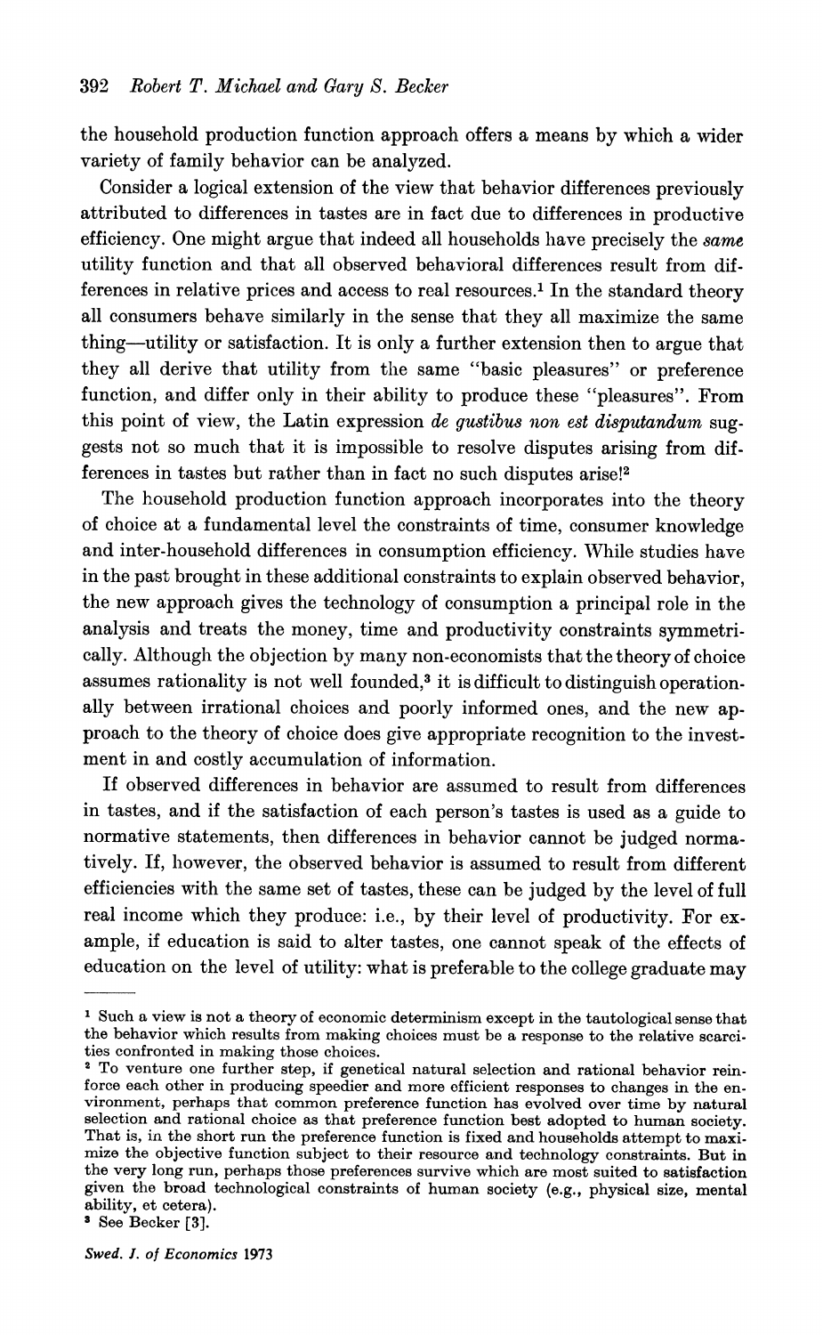the household production function approach offers a means by which a wider variety of family behavior can be analyzed.

Consider a logical extension of the view that behavior differences previously attributed to differences in tastes are in fact due to differences in productive efficiency. One might argue that indeed all households have precisely the *same* utility function and that all observed behavioral differences result from differences in relative prices and access to real resources.[1] In the standard theory all consumers behave similarly in the sense that they all maximize the same thing—utility or satisfaction. It is only a further extension then to argue that they all derive that utility from the same "basic pleasures" or preference function, and differ only in their ability to produce these "pleasures". From this point of view, the Latin expression *de gustibus non est disputandum* suggests not so much that it is impossible to resolve disputes arising from differences in tastes but rather than in fact no such disputes arise![2]

The household production function approach incorporates into the theory of choice at a fundamental level the constraints of time, consumer knowledge and inter-household differences in consumption efficiency. While studies have in the past brought in these additional constraints to explain observed behavior, the new approach gives the technology of consumption a principal role in the analysis and treats the money, time and productivity constraints symmetrically. Although the objection by many non-economists that the theory of choice assumes rationality is not well founded,[3] it is difficult to distinguish operationally between irrational choices and poorly informed ones, and the new approach to the theory of choice does give appropriate recognition to the investment in and costly accumulation of information.

If observed differences in behavior are assumed to result from differences in tastes, and if the satisfaction of each person's tastes is used as a guide to normative statements, then differences in behavior cannot be judged normatively. If, however, the observed behavior is assumed to result from different efficiencies with the same set of tastes, these can be judged by the level of full real income which they produce: i.e., by their level of productivity. For example, if education is said to alter tastes, one cannot speak of the effects of education on the level of utility: what is preferable to the college graduate may

---

[1] Such a view is not a theory of economic determinism except in the tautological sense that the behavior which results from making choices must be a response to the relative scarcities confronted in making those choices.

[2] To venture one further step, if genetical natural selection and rational behavior reinforce each other in producing speedier and more efficient responses to changes in the environment, perhaps that common preference function has evolved over time by natural selection and rational choice as that preference function best adopted to human society. That is, in the short run the preference function is fixed and households attempt to maximize the objective function subject to their resource and technology constraints. But in the very long run, perhaps those preferences survive which are most suited to satisfaction given the broad technological constraints of human society (e.g., physical size, mental ability, et cetera).

[3] See Becker [3].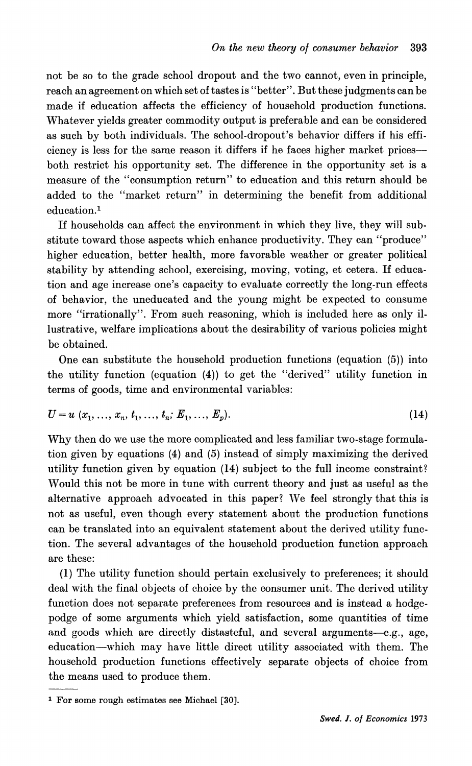not be so to the grade school dropout and the two cannot, even in principle, reach an agreement on which set of tastes is "better". But these judgments can be made if education affects the efficiency of household production functions. Whatever yields greater commodity output is preferable and can be considered as such by both individuals. The school-dropout's behavior differs if his efficiency is less for the same reason it differs if he faces higher market prices—both restrict his opportunity set. The difference in the opportunity set is a measure of the "consumption return" to education and this return should be added to the "market return" in determining the benefit from additional education.[1]

If households can affect the environment in which they live, they will substitute toward those aspects which enhance productivity. They can "produce" higher education, better health, more favorable weather or greater political stability by attending school, exercising, moving, voting, et cetera. If education and age increase one's capacity to evaluate correctly the long-run effects of behavior, the uneducated and the young might be expected to consume more "irrationally". From such reasoning, which is included here as only illustrative, welfare implications about the desirability of various policies might be obtained.

One can substitute the household production functions (equation (5)) into the utility function (equation (4)) to get the "derived" utility function in terms of goods, time and environmental variables:

$$U = u\,(x_1, \ldots, x_n, t_1, \ldots, t_n; E_1, \ldots, E_p). \tag{14}$$

Why then do we use the more complicated and less familiar two-stage formulation given by equations (4) and (5) instead of simply maximizing the derived utility function given by equation (14) subject to the full income constraint? Would this not be more in tune with current theory and just as useful as the alternative approach advocated in this paper? We feel strongly that this is not as useful, even though every statement about the production functions can be translated into an equivalent statement about the derived utility function. The several advantages of the household production function approach are these:

(1) The utility function should pertain exclusively to preferences; it should deal with the final objects of choice by the consumer unit. The derived utility function does not separate preferences from resources and is instead a hodgepodge of some arguments which yield satisfaction, some quantities of time and goods which are directly distasteful, and several arguments—e.g., age, education—which may have little direct utility associated with them. The household production functions effectively separate objects of choice from the means used to produce them.

[1] For some rough estimates see Michael [30].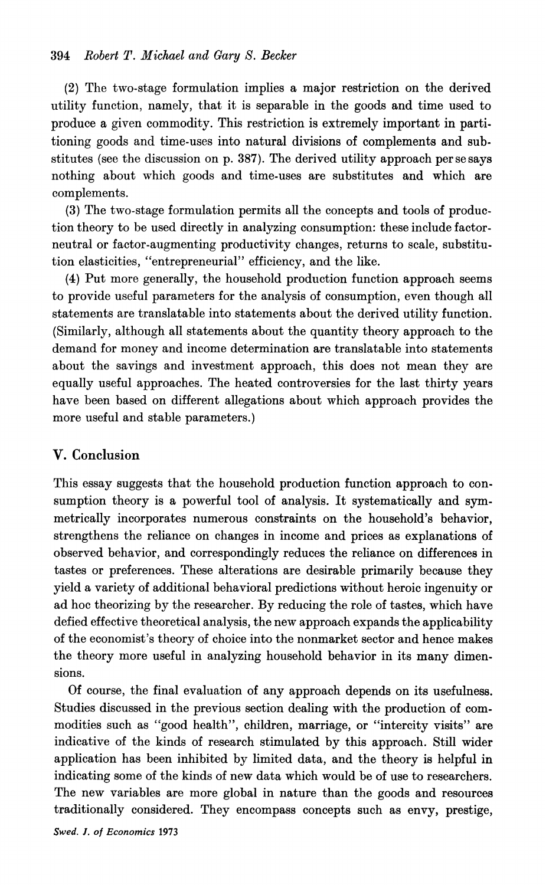(2) The two-stage formulation implies a major restriction on the derived utility function, namely, that it is separable in the goods and time used to produce a given commodity. This restriction is extremely important in partitioning goods and time-uses into natural divisions of complements and substitutes (see the discussion on p. 387). The derived utility approach per se says nothing about which goods and time-uses are substitutes and which are complements.

(3) The two-stage formulation permits all the concepts and tools of production theory to be used directly in analyzing consumption: these include factor-neutral or factor-augmenting productivity changes, returns to scale, substitution elasticities, "entrepreneurial" efficiency, and the like.

(4) Put more generally, the household production function approach seems to provide useful parameters for the analysis of consumption, even though all statements are translatable into statements about the derived utility function. (Similarly, although all statements about the quantity theory approach to the demand for money and income determination are translatable into statements about the savings and investment approach, this does not mean they are equally useful approaches. The heated controversies for the last thirty years have been based on different allegations about which approach provides the more useful and stable parameters.)

## V. Conclusion

This essay suggests that the household production function approach to consumption theory is a powerful tool of analysis. It systematically and symmetrically incorporates numerous constraints on the household's behavior, strengthens the reliance on changes in income and prices as explanations of observed behavior, and correspondingly reduces the reliance on differences in tastes or preferences. These alterations are desirable primarily because they yield a variety of additional behavioral predictions without heroic ingenuity or ad hoc theorizing by the researcher. By reducing the role of tastes, which have defied effective theoretical analysis, the new approach expands the applicability of the economist's theory of choice into the nonmarket sector and hence makes the theory more useful in analyzing household behavior in its many dimensions.

Of course, the final evaluation of any approach depends on its usefulness. Studies discussed in the previous section dealing with the production of commodities such as "good health", children, marriage, or "intercity visits" are indicative of the kinds of research stimulated by this approach. Still wider application has been inhibited by limited data, and the theory is helpful in indicating some of the kinds of new data which would be of use to researchers. The new variables are more global in nature than the goods and resources traditionally considered. They encompass concepts such as envy, prestige,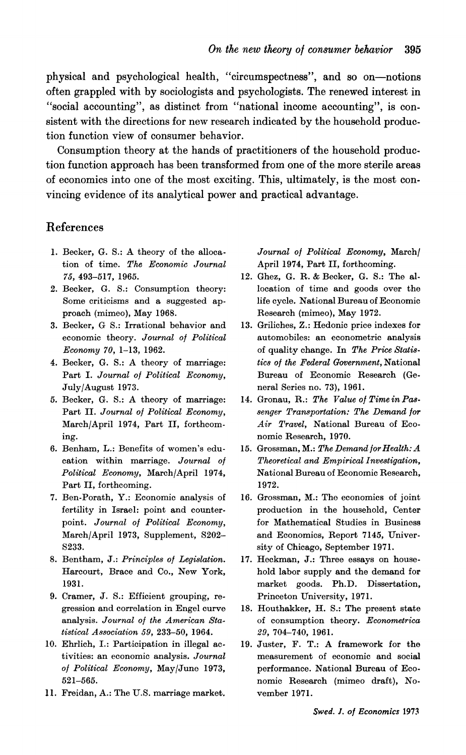physical and psychological health, "circumspectness", and so on—notions often grappled with by sociologists and psychologists. The renewed interest in "social accounting", as distinct from "national income accounting", is consistent with the directions for new research indicated by the household production function view of consumer behavior.

Consumption theory at the hands of practitioners of the household production function approach has been transformed from one of the more sterile areas of economics into one of the most exciting. This, ultimately, is the most convincing evidence of its analytical power and practical advantage.

## References

1. Becker, G. S.: A theory of the allocation of time. *The Economic Journal 75*, 493–517, 1965.
2. Becker, G. S.: Consumption theory: Some criticisms and a suggested approach (mimeo), May 1968.
3. Becker, G S.: Irrational behavior and economic theory. *Journal of Political Economy 70*, 1–13, 1962.
4. Becker, G. S.: A theory of marriage: Part I. *Journal of Political Economy*, July/August 1973.
5. Becker, G. S.: A theory of marriage: Part II. *Journal of Political Economy*, March/April 1974, Part II, forthcoming.
6. Benham, L.: Benefits of women's education within marriage. *Journal of Political Economy*, March/April 1974, Part II, forthcoming.
7. Ben-Porath, Y.: Economic analysis of fertility in Israel: point and counterpoint. *Journal of Political Economy*, March/April 1973, Supplement, S202–S233.
8. Bentham, J.: *Principles of Legislation.* Harcourt, Brace and Co., New York, 1931.
9. Cramer, J. S.: Efficient grouping, regression and correlation in Engel curve analysis. *Journal of the American Statistical Association 59*, 233–50, 1964.
10. Ehrlich, I.: Participation in illegal activities: an economic analysis. *Journal of Political Economy*, May/June 1973, 521–565.
11. Freidan, A.: The U.S. marriage market. *Journal of Political Economy*, March/April 1974, Part II, forthcoming.
12. Ghez, G. R. & Becker, G. S.: The allocation of time and goods over the life cycle. National Bureau of Economic Research (mimeo), May 1972.
13. Griliches, Z.: Hedonic price indexes for automobiles: an econometric analysis of quality change. In *The Price Statistics of the Federal Government*, National Bureau of Economic Research (General Series no. 73), 1961.
14. Gronau, R.: *The Value of Time in Passenger Transportation: The Demand for Air Travel*, National Bureau of Economic Research, 1970.
15. Grossman, M.: *The Demand for Health: A Theoretical and Empirical Investigation*, National Bureau of Economic Research, 1972.
16. Grossman, M.: The economics of joint production in the household, Center for Mathematical Studies in Business and Economics, Report 7145, University of Chicago, September 1971.
17. Heckman, J.: Three essays on household labor supply and the demand for market goods. Ph.D. Dissertation, Princeton University, 1971.
18. Houthakker, H. S.: The present state of consumption theory. *Econometrica 29*, 704–740, 1961.
19. Juster, F. T.: A framework for the measurement of economic and social performance. National Bureau of Economic Research (mimeo draft), November 1971.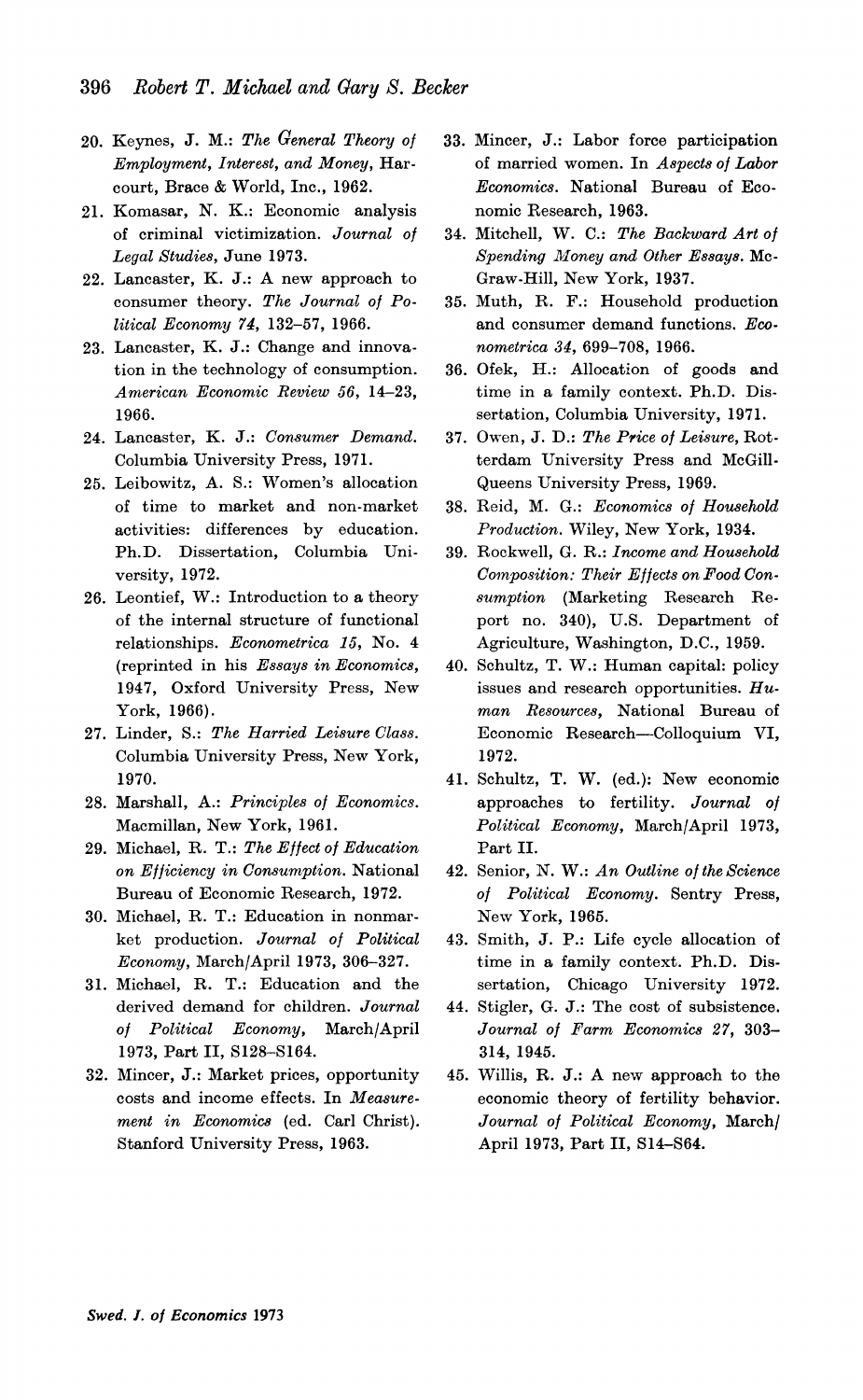20. Keynes, J. M.: *The General Theory of Employment, Interest, and Money*, Harcourt, Brace & World, Inc., 1962.
21. Komasar, N. K.: Economic analysis of criminal victimization. *Journal of Legal Studies*, June 1973.
22. Lancaster, K. J.: A new approach to consumer theory. *The Journal of Political Economy 74*, 132–57, 1966.
23. Lancaster, K. J.: Change and innovation in the technology of consumption. *American Economic Review 56*, 14–23, 1966.
24. Lancaster, K. J.: *Consumer Demand*. Columbia University Press, 1971.
25. Leibowitz, A. S.: Women's allocation of time to market and non-market activities: differences by education. Ph.D. Dissertation, Columbia University, 1972.
26. Leontief, W.: Introduction to a theory of the internal structure of functional relationships. *Econometrica 15*, No. 4 (reprinted in his *Essays in Economics*, 1947, Oxford University Press, New York, 1966).
27. Linder, S.: *The Harried Leisure Class*. Columbia University Press, New York, 1970.
28. Marshall, A.: *Principles of Economics*. Macmillan, New York, 1961.
29. Michael, R. T.: *The Effect of Education on Efficiency in Consumption*. National Bureau of Economic Research, 1972.
30. Michael, R. T.: Education in nonmarket production. *Journal of Political Economy*, March/April 1973, 306–327.
31. Michael, R. T.: Education and the derived demand for children. *Journal of Political Economy*, March/April 1973, Part II, S128–S164.
32. Mincer, J.: Market prices, opportunity costs and income effects. In *Measurement in Economics* (ed. Carl Christ). Stanford University Press, 1963.
33. Mincer, J.: Labor force participation of married women. In *Aspects of Labor Economics*. National Bureau of Economic Research, 1963.
34. Mitchell, W. C.: *The Backward Art of Spending Money and Other Essays*. McGraw-Hill, New York, 1937.
35. Muth, R. F.: Household production and consumer demand functions. *Econometrica 34*, 699–708, 1966.
36. Ofek, H.: Allocation of goods and time in a family context. Ph.D. Dissertation, Columbia University, 1971.
37. Owen, J. D.: *The Price of Leisure*, Rotterdam University Press and McGill-Queens University Press, 1969.
38. Reid, M. G.: *Economics of Household Production*. Wiley, New York, 1934.
39. Rockwell, G. R.: *Income and Household Composition: Their Effects on Food Consumption* (Marketing Research Report no. 340), U.S. Department of Agriculture, Washington, D.C., 1959.
40. Schultz, T. W.: Human capital: policy issues and research opportunities. *Human Resources*, National Bureau of Economic Research—Colloquium VI, 1972.
41. Schultz, T. W. (ed.): New economic approaches to fertility. *Journal of Political Economy*, March/April 1973, Part II.
42. Senior, N. W.: *An Outline of the Science of Political Economy*. Sentry Press, New York, 1965.
43. Smith, J. P.: Life cycle allocation of time in a family context. Ph.D. Dissertation, Chicago University 1972.
44. Stigler, G. J.: The cost of subsistence. *Journal of Farm Economics 27*, 303–314, 1945.
45. Willis, R. J.: A new approach to the economic theory of fertility behavior. *Journal of Political Economy*, March/April 1973, Part II, S14–S64.